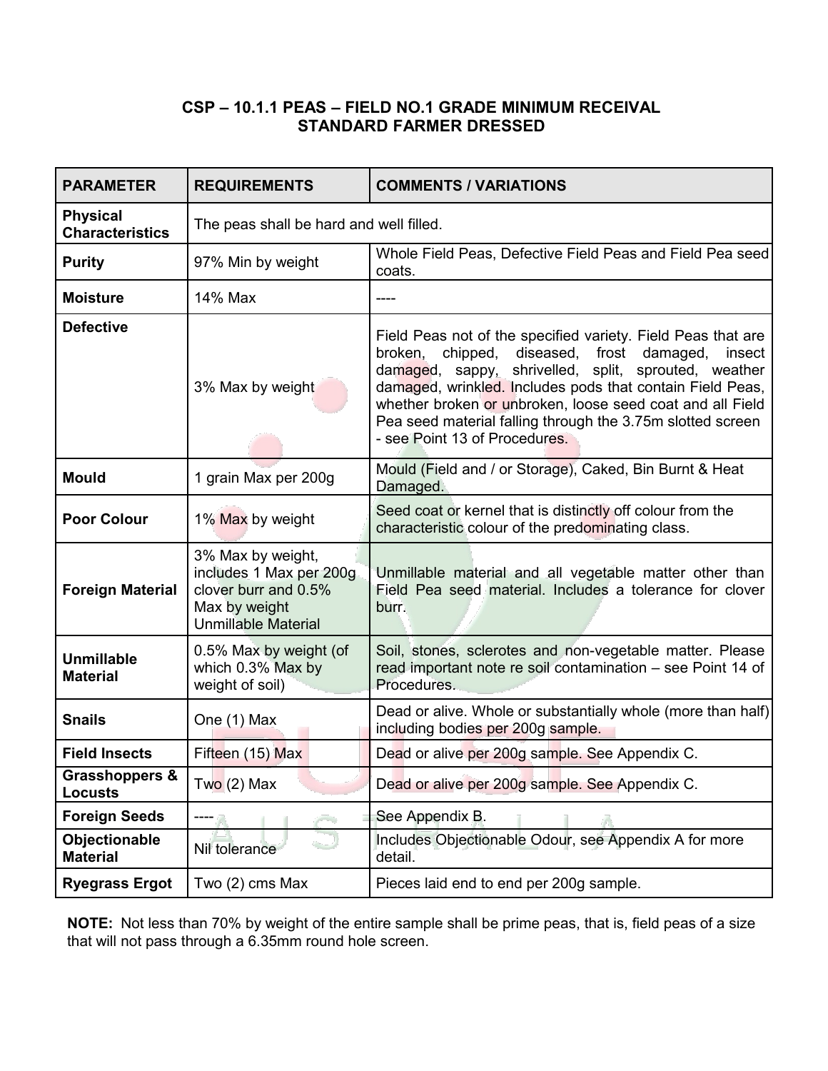## CSP – 10.1.1 PEAS – FIELD NO.1 GRADE MINIMUM RECEIVAL STANDARD FARMER DRESSED

| PARAMETER | REQUIREMENTS | COMMENTS / VARIATIONS |
|---|---|---|
| **Physical Characteristics** | The peas shall be hard and well filled. | |
| **Purity** | 97% Min by weight | Whole Field Peas, Defective Field Peas and Field Pea seed coats. |
| **Moisture** | 14% Max | ---- |
| **Defective** | 3% Max by weight | Field Peas not of the specified variety. Field Peas that are broken, chipped, diseased, frost damaged, insect damaged, sappy, shrivelled, split, sprouted, weather damaged, wrinkled. Includes pods that contain Field Peas, whether broken or unbroken, loose seed coat and all Field Pea seed material falling through the 3.75m slotted screen - see Point 13 of Procedures. |
| **Mould** | 1 grain Max per 200g | Mould (Field and / or Storage), Caked, Bin Burnt & Heat Damaged. |
| **Poor Colour** | 1% Max by weight | Seed coat or kernel that is distinctly off colour from the characteristic colour of the predominating class. |
| **Foreign Material** | 3% Max by weight, includes 1 Max per 200g clover burr and 0.5% Max by weight Unmillable Material | Unmillable material and all vegetable matter other than Field Pea seed material. Includes a tolerance for clover burr. |
| **Unmillable Material** | 0.5% Max by weight (of which 0.3% Max by weight of soil) | Soil, stones, sclerotes and non-vegetable matter. Please read important note re soil contamination – see Point 14 of Procedures. |
| **Snails** | One (1) Max | Dead or alive. Whole or substantially whole (more than half) including bodies per 200g sample. |
| **Field Insects** | Fifteen (15) Max | Dead or alive per 200g sample. See Appendix C. |
| **Grasshoppers & Locusts** | Two (2) Max | Dead or alive per 200g sample. See Appendix C. |
| **Foreign Seeds** | ---- | See Appendix B. |
| **Objectionable Material** | Nil tolerance | Includes Objectionable Odour, see Appendix A for more detail. |
| **Ryegrass Ergot** | Two (2) cms Max | Pieces laid end to end per 200g sample. |

**NOTE:** Not less than 70% by weight of the entire sample shall be prime peas, that is, field peas of a size that will not pass through a 6.35mm round hole screen.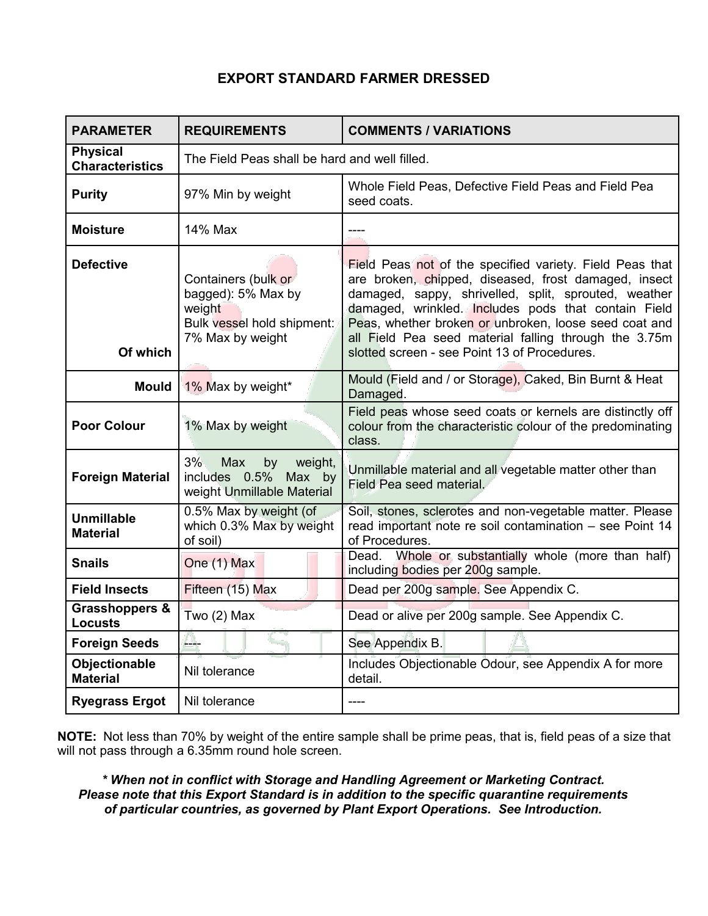## EXPORT STANDARD FARMER DRESSED

| PARAMETER | REQUIREMENTS | COMMENTS / VARIATIONS |
|---|---|---|
| **Physical Characteristics** | The Field Peas shall be hard and well filled. | |
| **Purity** | 97% Min by weight | Whole Field Peas, Defective Field Peas and Field Pea seed coats. |
| **Moisture** | 14% Max | ---- |
| **Defective** **Of which** | Containers (bulk or bagged): 5% Max by weight Bulk vessel hold shipment: 7% Max by weight | Field Peas not of the specified variety. Field Peas that are broken, chipped, diseased, frost damaged, insect damaged, sappy, shrivelled, split, sprouted, weather damaged, wrinkled. Includes pods that contain Field Peas, whether broken or unbroken, loose seed coat and all Field Pea seed material falling through the 3.75m slotted screen - see Point 13 of Procedures. |
| **Mould** | 1% Max by weight* | Mould (Field and / or Storage), Caked, Bin Burnt & Heat Damaged. |
| **Poor Colour** | 1% Max by weight | Field peas whose seed coats or kernels are distinctly off colour from the characteristic colour of the predominating class. |
| **Foreign Material** | 3% Max by weight, includes 0.5% Max by weight Unmillable Material | Unmillable material and all vegetable matter other than Field Pea seed material. |
| **Unmillable Material** | 0.5% Max by weight (of which 0.3% Max by weight of soil) | Soil, stones, sclerotes and non-vegetable matter. Please read important note re soil contamination – see Point 14 of Procedures. |
| **Snails** | One (1) Max | Dead. Whole or substantially whole (more than half) including bodies per 200g sample. |
| **Field Insects** | Fifteen (15) Max | Dead per 200g sample. See Appendix C. |
| **Grasshoppers & Locusts** | Two (2) Max | Dead or alive per 200g sample. See Appendix C. |
| **Foreign Seeds** | ---- | See Appendix B. |
| **Objectionable Material** | Nil tolerance | Includes Objectionable Odour, see Appendix A for more detail. |
| **Ryegrass Ergot** | Nil tolerance | ---- |

**NOTE:** Not less than 70% by weight of the entire sample shall be prime peas, that is, field peas of a size that will not pass through a 6.35mm round hole screen.

***\* When not in conflict with Storage and Handling Agreement or Marketing Contract.***
***Please note that this Export Standard is in addition to the specific quarantine requirements of particular countries, as governed by Plant Export Operations. See Introduction.***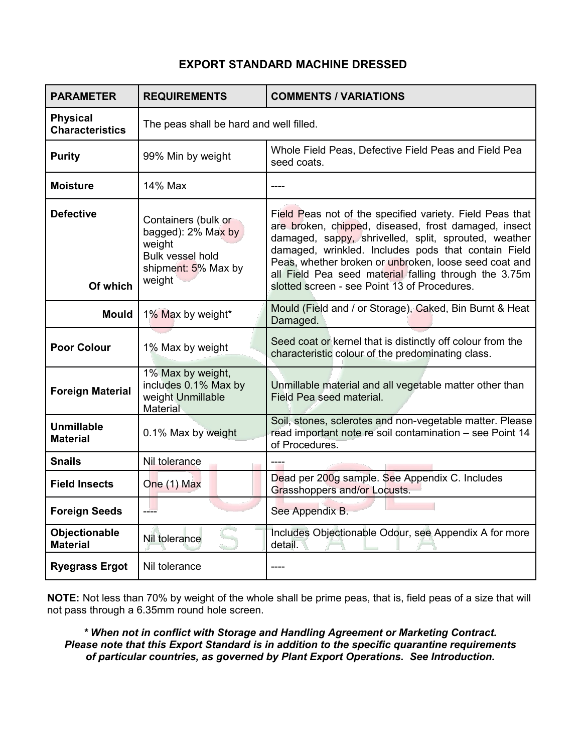## EXPORT STANDARD MACHINE DRESSED

| PARAMETER | REQUIREMENTS | COMMENTS / VARIATIONS |
|---|---|---|
| **Physical Characteristics** | The peas shall be hard and well filled. | |
| **Purity** | 99% Min by weight | Whole Field Peas, Defective Field Peas and Field Pea seed coats. |
| **Moisture** | 14% Max | ---- |
| **Defective** <br> **Of which** | Containers (bulk or bagged): 2% Max by weight<br>Bulk vessel hold shipment: 5% Max by weight | Field Peas not of the specified variety. Field Peas that are broken, chipped, diseased, frost damaged, insect damaged, sappy, shrivelled, split, sprouted, weather damaged, wrinkled. Includes pods that contain Field Peas, whether broken or unbroken, loose seed coat and all Field Pea seed material falling through the 3.75m slotted screen - see Point 13 of Procedures. |
| **Mould** | 1% Max by weight* | Mould (Field and / or Storage), Caked, Bin Burnt & Heat Damaged. |
| **Poor Colour** | 1% Max by weight | Seed coat or kernel that is distinctly off colour from the characteristic colour of the predominating class. |
| **Foreign Material** | 1% Max by weight, includes 0.1% Max by weight Unmillable Material | Unmillable material and all vegetable matter other than Field Pea seed material. |
| **Unmillable Material** | 0.1% Max by weight | Soil, stones, sclerotes and non-vegetable matter. Please read important note re soil contamination – see Point 14 of Procedures. |
| **Snails** | Nil tolerance | ---- |
| **Field Insects** | One (1) Max | Dead per 200g sample. See Appendix C. Includes Grasshoppers and/or Locusts. |
| **Foreign Seeds** | ---- | See Appendix B. |
| **Objectionable Material** | Nil tolerance | Includes Objectionable Odour, see Appendix A for more detail. |
| **Ryegrass Ergot** | Nil tolerance | ---- |

**NOTE:** Not less than 70% by weight of the whole shall be prime peas, that is, field peas of a size that will not pass through a 6.35mm round hole screen.

***\* When not in conflict with Storage and Handling Agreement or Marketing Contract. Please note that this Export Standard is in addition to the specific quarantine requirements of particular countries, as governed by Plant Export Operations. See Introduction.***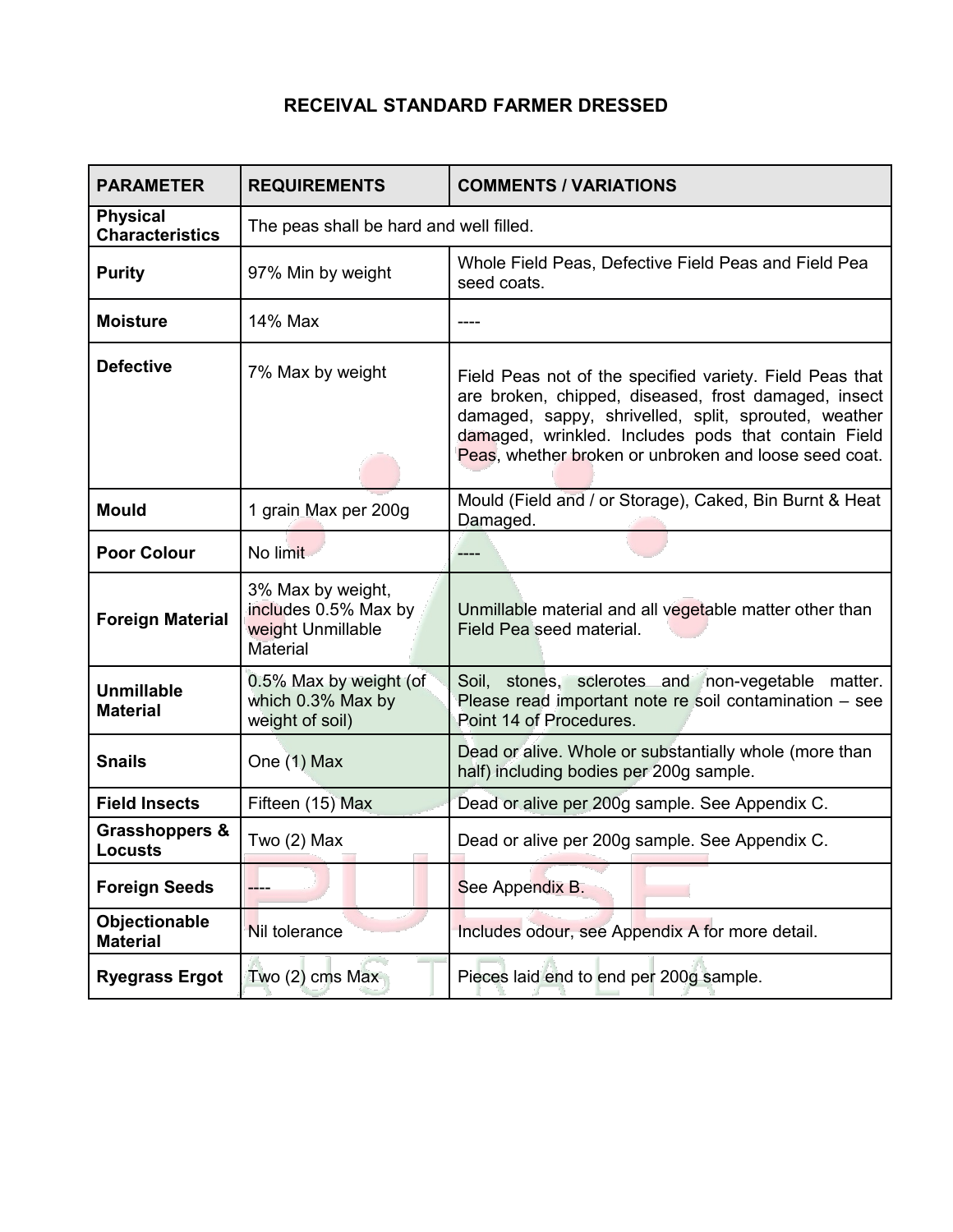## RECEIVAL STANDARD FARMER DRESSED

| PARAMETER | REQUIREMENTS | COMMENTS / VARIATIONS |
| --- | --- | --- |
| **Physical Characteristics** | The peas shall be hard and well filled. | |
| **Purity** | 97% Min by weight | Whole Field Peas, Defective Field Peas and Field Pea seed coats. |
| **Moisture** | 14% Max | ---- |
| **Defective** | 7% Max by weight | Field Peas not of the specified variety. Field Peas that are broken, chipped, diseased, frost damaged, insect damaged, sappy, shrivelled, split, sprouted, weather damaged, wrinkled. Includes pods that contain Field Peas, whether broken or unbroken and loose seed coat. |
| **Mould** | 1 grain Max per 200g | Mould (Field and / or Storage), Caked, Bin Burnt & Heat Damaged. |
| **Poor Colour** | No limit | ---- |
| **Foreign Material** | 3% Max by weight, includes 0.5% Max by weight Unmillable Material | Unmillable material and all vegetable matter other than Field Pea seed material. |
| **Unmillable Material** | 0.5% Max by weight (of which 0.3% Max by weight of soil) | Soil, stones, sclerotes and non-vegetable matter. Please read important note re soil contamination – see Point 14 of Procedures. |
| **Snails** | One (1) Max | Dead or alive. Whole or substantially whole (more than half) including bodies per 200g sample. |
| **Field Insects** | Fifteen (15) Max | Dead or alive per 200g sample. See Appendix C. |
| **Grasshoppers & Locusts** | Two (2) Max | Dead or alive per 200g sample. See Appendix C. |
| **Foreign Seeds** | ---- | See Appendix B. |
| **Objectionable Material** | Nil tolerance | Includes odour, see Appendix A for more detail. |
| **Ryegrass Ergot** | Two (2) cms Max | Pieces laid end to end per 200g sample. |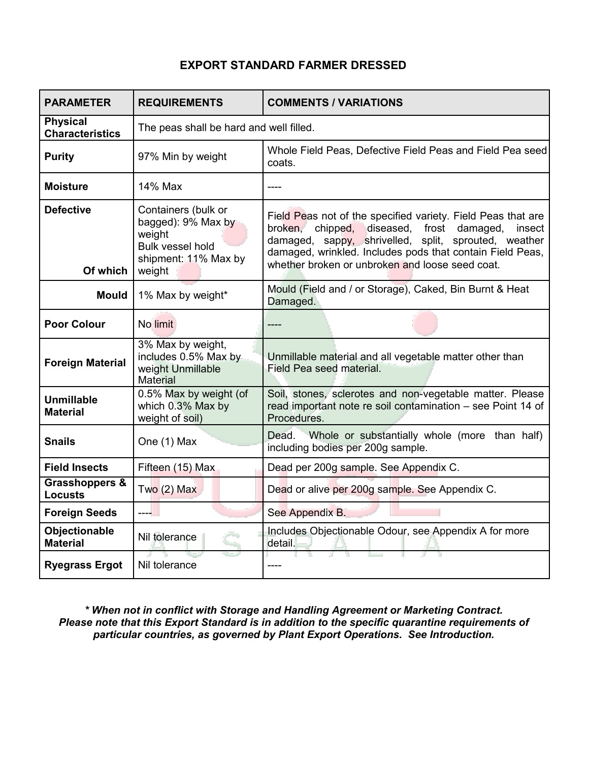## EXPORT STANDARD FARMER DRESSED

| PARAMETER | REQUIREMENTS | COMMENTS / VARIATIONS |
|---|---|---|
| **Physical Characteristics** | The peas shall be hard and well filled. | |
| **Purity** | 97% Min by weight | Whole Field Peas, Defective Field Peas and Field Pea seed coats. |
| **Moisture** | 14% Max | ---- |
| **Defective** <br> **Of which** | Containers (bulk or bagged): 9% Max by weight <br> Bulk vessel hold shipment: 11% Max by weight | Field Peas not of the specified variety. Field Peas that are broken, chipped, diseased, frost damaged, insect damaged, sappy, shrivelled, split, sprouted, weather damaged, wrinkled. Includes pods that contain Field Peas, whether broken or unbroken and loose seed coat. |
| **Mould** | 1% Max by weight* | Mould (Field and / or Storage), Caked, Bin Burnt & Heat Damaged. |
| **Poor Colour** | No limit | ---- |
| **Foreign Material** | 3% Max by weight, includes 0.5% Max by weight Unmillable Material | Unmillable material and all vegetable matter other than Field Pea seed material. |
| **Unmillable Material** | 0.5% Max by weight (of which 0.3% Max by weight of soil) | Soil, stones, sclerotes and non-vegetable matter. Please read important note re soil contamination – see Point 14 of Procedures. |
| **Snails** | One (1) Max | Dead. Whole or substantially whole (more than half) including bodies per 200g sample. |
| **Field Insects** | Fifteen (15) Max | Dead per 200g sample. See Appendix C. |
| **Grasshoppers & Locusts** | Two (2) Max | Dead or alive per 200g sample. See Appendix C. |
| **Foreign Seeds** | ---- | See Appendix B. |
| **Objectionable Material** | Nil tolerance | Includes Objectionable Odour, see Appendix A for more detail. |
| **Ryegrass Ergot** | Nil tolerance | ---- |

***\* When not in conflict with Storage and Handling Agreement or Marketing Contract.***
***Please note that this Export Standard is in addition to the specific quarantine requirements of particular countries, as governed by Plant Export Operations. See Introduction.***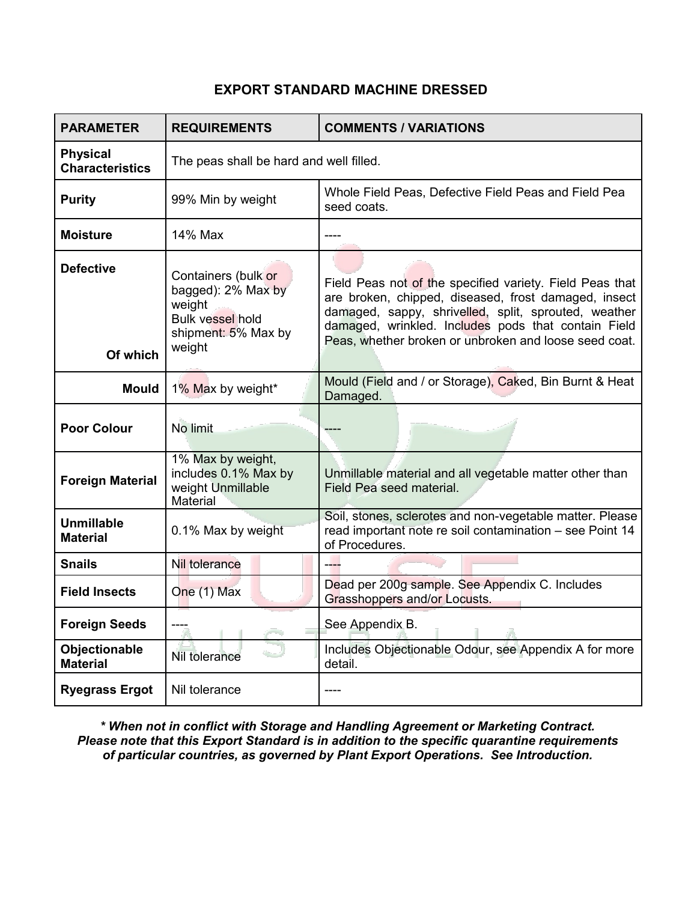## EXPORT STANDARD MACHINE DRESSED

| PARAMETER | REQUIREMENTS | COMMENTS / VARIATIONS |
|---|---|---|
| **Physical Characteristics** | The peas shall be hard and well filled. | |
| **Purity** | 99% Min by weight | Whole Field Peas, Defective Field Peas and Field Pea seed coats. |
| **Moisture** | 14% Max | ---- |
| **Defective** <br> **Of which** | Containers (bulk or bagged): 2% Max by weight <br> Bulk vessel hold shipment: 5% Max by weight | Field Peas not of the specified variety. Field Peas that are broken, chipped, diseased, frost damaged, insect damaged, sappy, shrivelled, split, sprouted, weather damaged, wrinkled. Includes pods that contain Field Peas, whether broken or unbroken and loose seed coat. |
| **Mould** | 1% Max by weight* | Mould (Field and / or Storage), Caked, Bin Burnt & Heat Damaged. |
| **Poor Colour** | No limit | ---- |
| **Foreign Material** | 1% Max by weight, includes 0.1% Max by weight Unmillable Material | Unmillable material and all vegetable matter other than Field Pea seed material. |
| **Unmillable Material** | 0.1% Max by weight | Soil, stones, sclerotes and non-vegetable matter. Please read important note re soil contamination – see Point 14 of Procedures. |
| **Snails** | Nil tolerance | ---- |
| **Field Insects** | One (1) Max | Dead per 200g sample. See Appendix C. Includes Grasshoppers and/or Locusts. |
| **Foreign Seeds** | ---- | See Appendix B. |
| **Objectionable Material** | Nil tolerance | Includes Objectionable Odour, see Appendix A for more detail. |
| **Ryegrass Ergot** | Nil tolerance | ---- |

***\* When not in conflict with Storage and Handling Agreement or Marketing Contract. Please note that this Export Standard is in addition to the specific quarantine requirements of particular countries, as governed by Plant Export Operations. See Introduction.***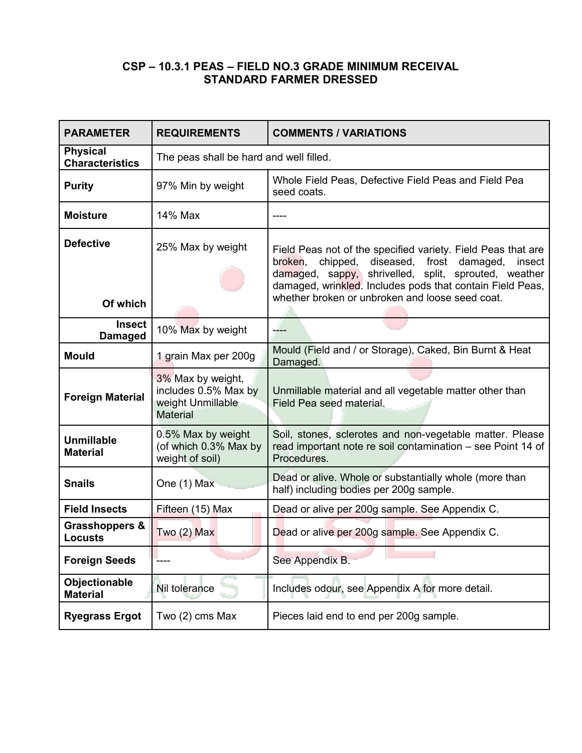# CSP – 10.3.1 PEAS – FIELD NO.3 GRADE MINIMUM RECEIVAL STANDARD FARMER DRESSED

| PARAMETER | REQUIREMENTS | COMMENTS / VARIATIONS |
|---|---|---|
| **Physical Characteristics** | The peas shall be hard and well filled. | |
| **Purity** | 97% Min by weight | Whole Field Peas, Defective Field Peas and Field Pea seed coats. |
| **Moisture** | 14% Max | ---- |
| **Defective** Of which | 25% Max by weight | Field Peas not of the specified variety. Field Peas that are broken, chipped, diseased, frost damaged, insect damaged, sappy, shrivelled, split, sprouted, weather damaged, wrinkled. Includes pods that contain Field Peas, whether broken or unbroken and loose seed coat. |
| **Insect Damaged** | 10% Max by weight | ---- |
| **Mould** | 1 grain Max per 200g | Mould (Field and / or Storage), Caked, Bin Burnt & Heat Damaged. |
| **Foreign Material** | 3% Max by weight, includes 0.5% Max by weight Unmillable Material | Unmillable material and all vegetable matter other than Field Pea seed material. |
| **Unmillable Material** | 0.5% Max by weight (of which 0.3% Max by weight of soil) | Soil, stones, sclerotes and non-vegetable matter. Please read important note re soil contamination – see Point 14 of Procedures. |
| **Snails** | One (1) Max | Dead or alive. Whole or substantially whole (more than half) including bodies per 200g sample. |
| **Field Insects** | Fifteen (15) Max | Dead or alive per 200g sample. See Appendix C. |
| **Grasshoppers & Locusts** | Two (2) Max | Dead or alive per 200g sample. See Appendix C. |
| **Foreign Seeds** | ---- | See Appendix B. |
| **Objectionable Material** | Nil tolerance | Includes odour, see Appendix A for more detail. |
| **Ryegrass Ergot** | Two (2) cms Max | Pieces laid end to end per 200g sample. |